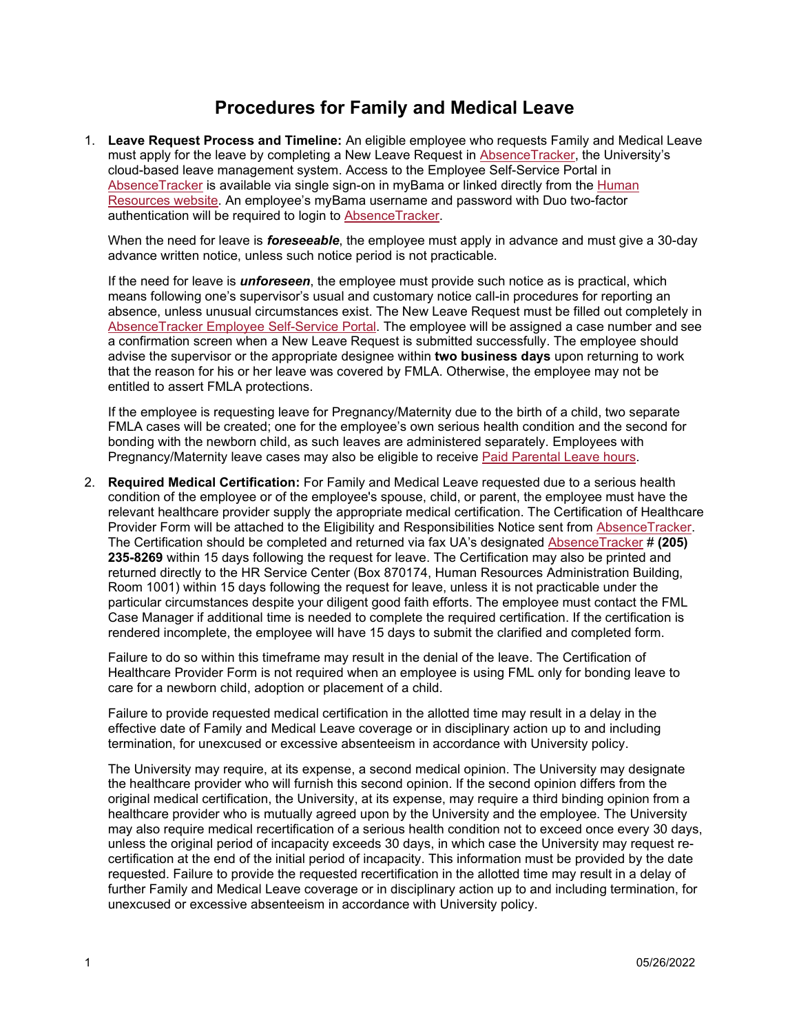# Procedures for Family and Medical Leave

1. **Leave Request Process and Timeline:** An eligible employee who requests Family and Medical Leave must apply for the leave by completing a New Leave Request in AbsenceTracker, the University's cloud-based leave management system. Access to the Employee Self-Service Portal in AbsenceTracker is available via single sign-on in myBama or linked directly from the Human Resources website. An employee's myBama username and password with Duo two-factor authentication will be required to login to AbsenceTracker.

   When the need for leave is ***foreseeable***, the employee must apply in advance and must give a 30-day advance written notice, unless such notice period is not practicable.

   If the need for leave is ***unforeseen***, the employee must provide such notice as is practical, which means following one's supervisor's usual and customary notice call-in procedures for reporting an absence, unless unusual circumstances exist. The New Leave Request must be filled out completely in AbsenceTracker Employee Self-Service Portal. The employee will be assigned a case number and see a confirmation screen when a New Leave Request is submitted successfully. The employee should advise the supervisor or the appropriate designee within **two business days** upon returning to work that the reason for his or her leave was covered by FMLA. Otherwise, the employee may not be entitled to assert FMLA protections.

   If the employee is requesting leave for Pregnancy/Maternity due to the birth of a child, two separate FMLA cases will be created; one for the employee's own serious health condition and the second for bonding with the newborn child, as such leaves are administered separately. Employees with Pregnancy/Maternity leave cases may also be eligible to receive Paid Parental Leave hours.

2. **Required Medical Certification:** For Family and Medical Leave requested due to a serious health condition of the employee or of the employee's spouse, child, or parent, the employee must have the relevant healthcare provider supply the appropriate medical certification. The Certification of Healthcare Provider Form will be attached to the Eligibility and Responsibilities Notice sent from AbsenceTracker. The Certification should be completed and returned via fax UA's designated AbsenceTracker # **(205) 235-8269** within 15 days following the request for leave. The Certification may also be printed and returned directly to the HR Service Center (Box 870174, Human Resources Administration Building, Room 1001) within 15 days following the request for leave, unless it is not practicable under the particular circumstances despite your diligent good faith efforts. The employee must contact the FML Case Manager if additional time is needed to complete the required certification. If the certification is rendered incomplete, the employee will have 15 days to submit the clarified and completed form.

   Failure to do so within this timeframe may result in the denial of the leave. The Certification of Healthcare Provider Form is not required when an employee is using FML only for bonding leave to care for a newborn child, adoption or placement of a child.

   Failure to provide requested medical certification in the allotted time may result in a delay in the effective date of Family and Medical Leave coverage or in disciplinary action up to and including termination, for unexcused or excessive absenteeism in accordance with University policy.

   The University may require, at its expense, a second medical opinion. The University may designate the healthcare provider who will furnish this second opinion. If the second opinion differs from the original medical certification, the University, at its expense, may require a third binding opinion from a healthcare provider who is mutually agreed upon by the University and the employee. The University may also require medical recertification of a serious health condition not to exceed once every 30 days, unless the original period of incapacity exceeds 30 days, in which case the University may request re-certification at the end of the initial period of incapacity. This information must be provided by the date requested. Failure to provide the requested recertification in the allotted time may result in a delay of further Family and Medical Leave coverage or in disciplinary action up to and including termination, for unexcused or excessive absenteeism in accordance with University policy.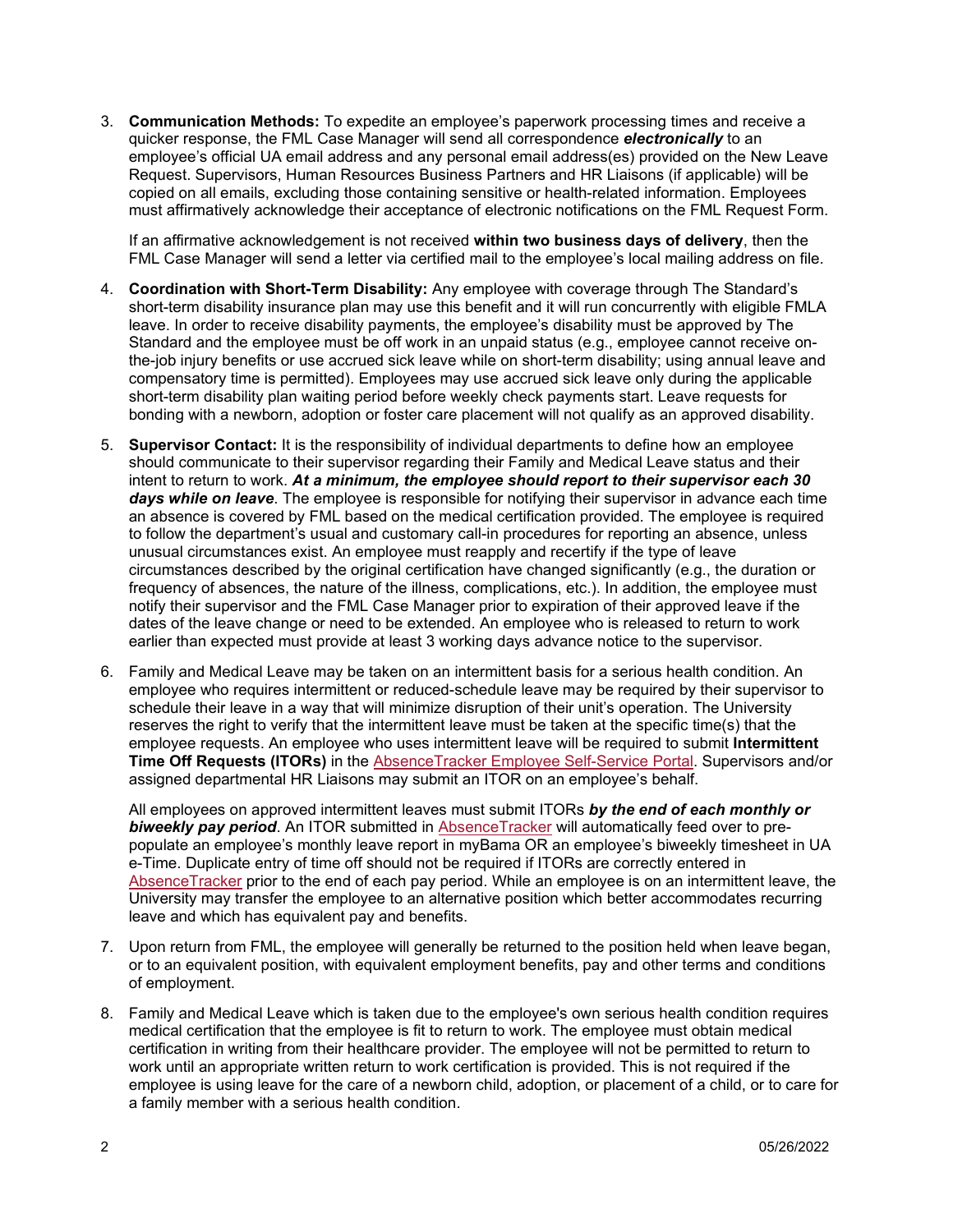3. **Communication Methods:** To expedite an employee's paperwork processing times and receive a quicker response, the FML Case Manager will send all correspondence ***electronically*** to an employee's official UA email address and any personal email address(es) provided on the New Leave Request. Supervisors, Human Resources Business Partners and HR Liaisons (if applicable) will be copied on all emails, excluding those containing sensitive or health-related information. Employees must affirmatively acknowledge their acceptance of electronic notifications on the FML Request Form.

   If an affirmative acknowledgement is not received **within two business days of delivery**, then the FML Case Manager will send a letter via certified mail to the employee's local mailing address on file.

4. **Coordination with Short-Term Disability:** Any employee with coverage through The Standard's short-term disability insurance plan may use this benefit and it will run concurrently with eligible FMLA leave. In order to receive disability payments, the employee's disability must be approved by The Standard and the employee must be off work in an unpaid status (e.g., employee cannot receive on-the-job injury benefits or use accrued sick leave while on short-term disability; using annual leave and compensatory time is permitted). Employees may use accrued sick leave only during the applicable short-term disability plan waiting period before weekly check payments start. Leave requests for bonding with a newborn, adoption or foster care placement will not qualify as an approved disability.

5. **Supervisor Contact:** It is the responsibility of individual departments to define how an employee should communicate to their supervisor regarding their Family and Medical Leave status and their intent to return to work. ***At a minimum, the employee should report to their supervisor each 30 days while on leave***. The employee is responsible for notifying their supervisor in advance each time an absence is covered by FML based on the medical certification provided. The employee is required to follow the department's usual and customary call-in procedures for reporting an absence, unless unusual circumstances exist. An employee must reapply and recertify if the type of leave circumstances described by the original certification have changed significantly (e.g., the duration or frequency of absences, the nature of the illness, complications, etc.). In addition, the employee must notify their supervisor and the FML Case Manager prior to expiration of their approved leave if the dates of the leave change or need to be extended. An employee who is released to return to work earlier than expected must provide at least 3 working days advance notice to the supervisor.

6. Family and Medical Leave may be taken on an intermittent basis for a serious health condition. An employee who requires intermittent or reduced-schedule leave may be required by their supervisor to schedule their leave in a way that will minimize disruption of their unit's operation. The University reserves the right to verify that the intermittent leave must be taken at the specific time(s) that the employee requests. An employee who uses intermittent leave will be required to submit **Intermittent Time Off Requests (ITORs)** in the AbsenceTracker Employee Self-Service Portal. Supervisors and/or assigned departmental HR Liaisons may submit an ITOR on an employee's behalf.

   All employees on approved intermittent leaves must submit ITORs ***by the end of each monthly or biweekly pay period***. An ITOR submitted in AbsenceTracker will automatically feed over to pre-populate an employee's monthly leave report in myBama OR an employee's biweekly timesheet in UA e-Time. Duplicate entry of time off should not be required if ITORs are correctly entered in AbsenceTracker prior to the end of each pay period. While an employee is on an intermittent leave, the University may transfer the employee to an alternative position which better accommodates recurring leave and which has equivalent pay and benefits.

7. Upon return from FML, the employee will generally be returned to the position held when leave began, or to an equivalent position, with equivalent employment benefits, pay and other terms and conditions of employment.

8. Family and Medical Leave which is taken due to the employee's own serious health condition requires medical certification that the employee is fit to return to work. The employee must obtain medical certification in writing from their healthcare provider. The employee will not be permitted to return to work until an appropriate written return to work certification is provided. This is not required if the employee is using leave for the care of a newborn child, adoption, or placement of a child, or to care for a family member with a serious health condition.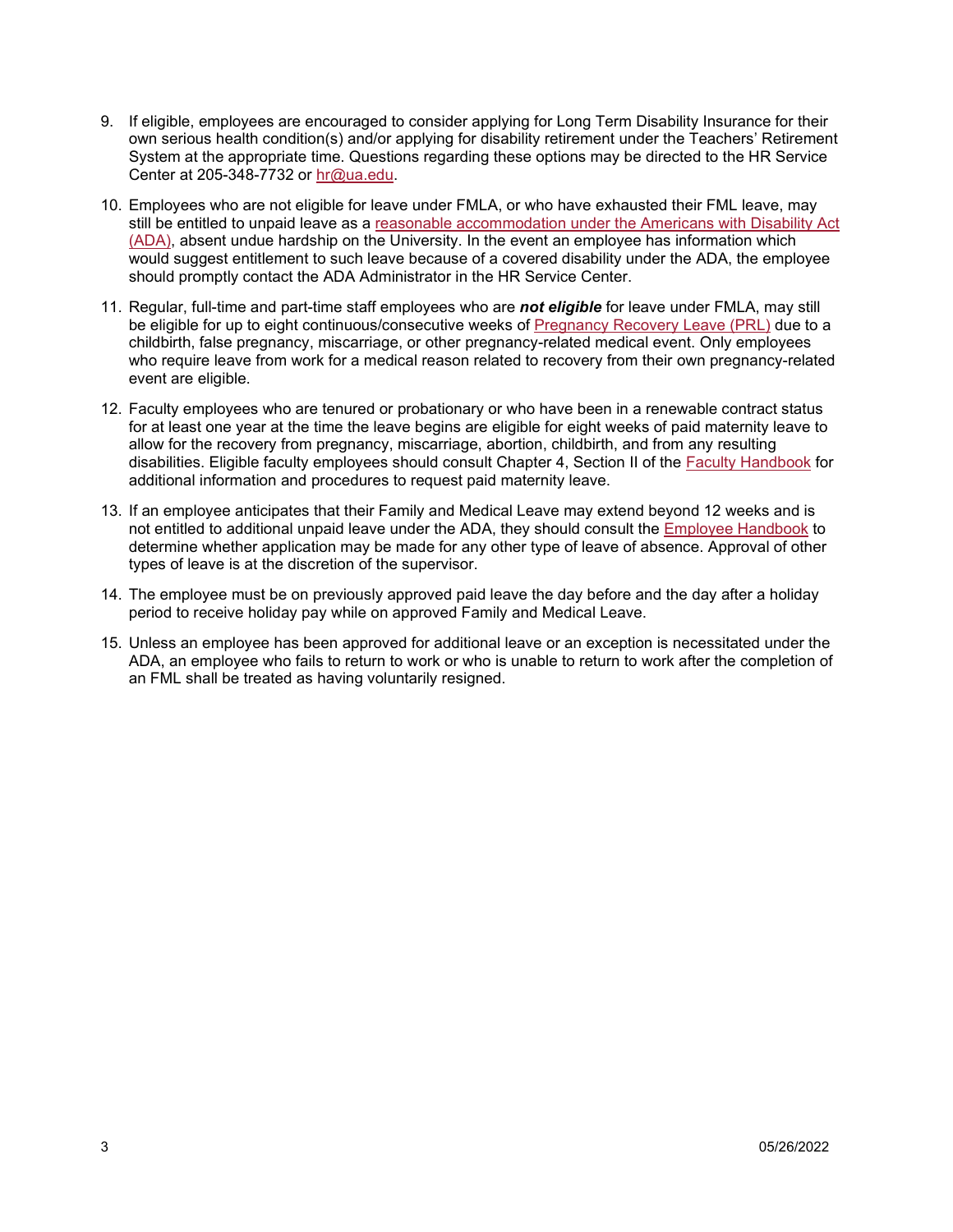9. If eligible, employees are encouraged to consider applying for Long Term Disability Insurance for their own serious health condition(s) and/or applying for disability retirement under the Teachers' Retirement System at the appropriate time. Questions regarding these options may be directed to the HR Service Center at 205-348-7732 or hr@ua.edu.

10. Employees who are not eligible for leave under FMLA, or who have exhausted their FML leave, may still be entitled to unpaid leave as a reasonable accommodation under the Americans with Disability Act (ADA), absent undue hardship on the University. In the event an employee has information which would suggest entitlement to such leave because of a covered disability under the ADA, the employee should promptly contact the ADA Administrator in the HR Service Center.

11. Regular, full-time and part-time staff employees who are ***not eligible*** for leave under FMLA, may still be eligible for up to eight continuous/consecutive weeks of Pregnancy Recovery Leave (PRL) due to a childbirth, false pregnancy, miscarriage, or other pregnancy-related medical event. Only employees who require leave from work for a medical reason related to recovery from their own pregnancy-related event are eligible.

12. Faculty employees who are tenured or probationary or who have been in a renewable contract status for at least one year at the time the leave begins are eligible for eight weeks of paid maternity leave to allow for the recovery from pregnancy, miscarriage, abortion, childbirth, and from any resulting disabilities. Eligible faculty employees should consult Chapter 4, Section II of the Faculty Handbook for additional information and procedures to request paid maternity leave.

13. If an employee anticipates that their Family and Medical Leave may extend beyond 12 weeks and is not entitled to additional unpaid leave under the ADA, they should consult the Employee Handbook to determine whether application may be made for any other type of leave of absence. Approval of other types of leave is at the discretion of the supervisor.

14. The employee must be on previously approved paid leave the day before and the day after a holiday period to receive holiday pay while on approved Family and Medical Leave.

15. Unless an employee has been approved for additional leave or an exception is necessitated under the ADA, an employee who fails to return to work or who is unable to return to work after the completion of an FML shall be treated as having voluntarily resigned.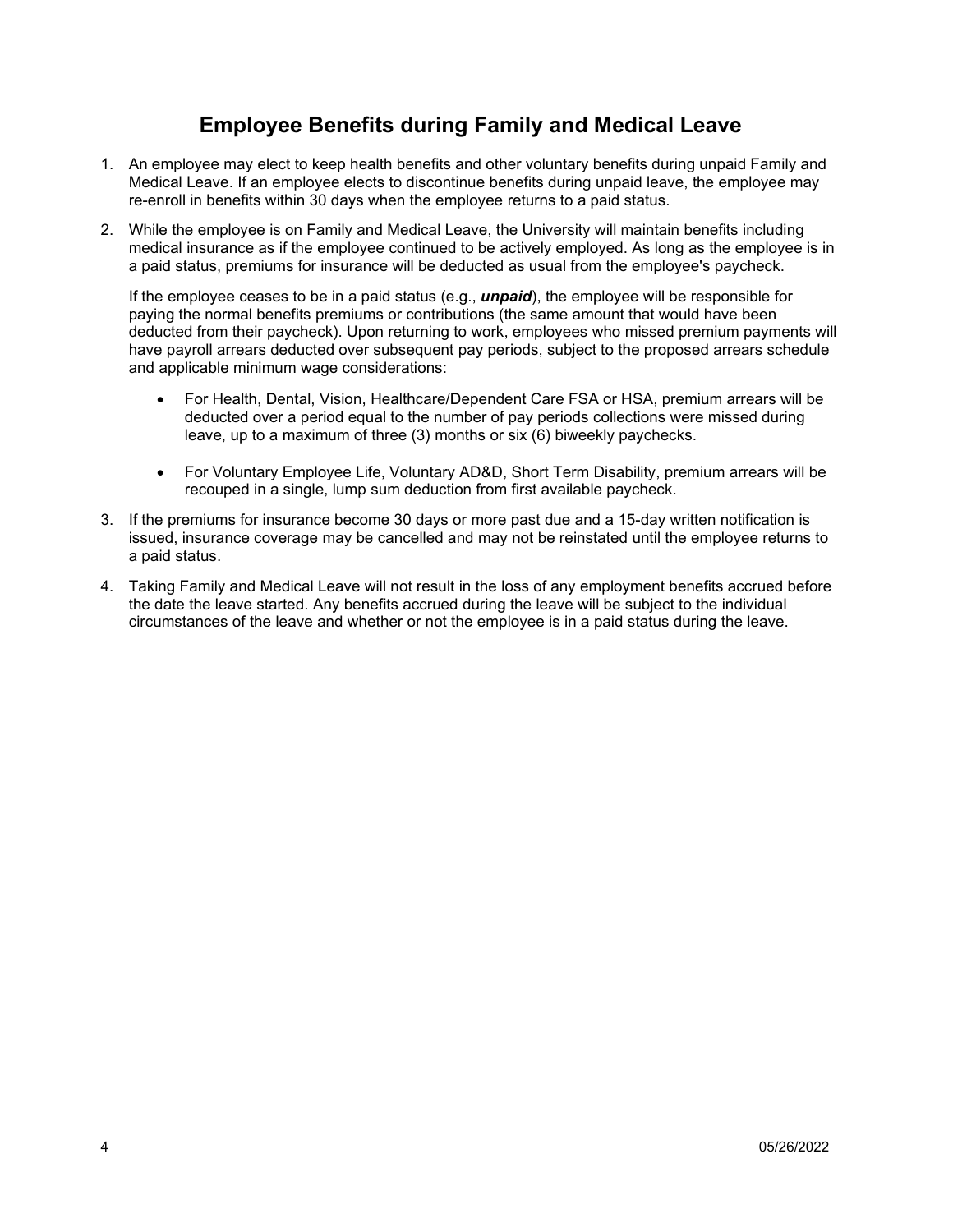## Employee Benefits during Family and Medical Leave

1. An employee may elect to keep health benefits and other voluntary benefits during unpaid Family and Medical Leave. If an employee elects to discontinue benefits during unpaid leave, the employee may re-enroll in benefits within 30 days when the employee returns to a paid status.

2. While the employee is on Family and Medical Leave, the University will maintain benefits including medical insurance as if the employee continued to be actively employed. As long as the employee is in a paid status, premiums for insurance will be deducted as usual from the employee's paycheck.

   If the employee ceases to be in a paid status (e.g., ***unpaid***), the employee will be responsible for paying the normal benefits premiums or contributions (the same amount that would have been deducted from their paycheck). Upon returning to work, employees who missed premium payments will have payroll arrears deducted over subsequent pay periods, subject to the proposed arrears schedule and applicable minimum wage considerations:

   - For Health, Dental, Vision, Healthcare/Dependent Care FSA or HSA, premium arrears will be deducted over a period equal to the number of pay periods collections were missed during leave, up to a maximum of three (3) months or six (6) biweekly paychecks.

   - For Voluntary Employee Life, Voluntary AD&D, Short Term Disability, premium arrears will be recouped in a single, lump sum deduction from first available paycheck.

3. If the premiums for insurance become 30 days or more past due and a 15-day written notification is issued, insurance coverage may be cancelled and may not be reinstated until the employee returns to a paid status.

4. Taking Family and Medical Leave will not result in the loss of any employment benefits accrued before the date the leave started. Any benefits accrued during the leave will be subject to the individual circumstances of the leave and whether or not the employee is in a paid status during the leave.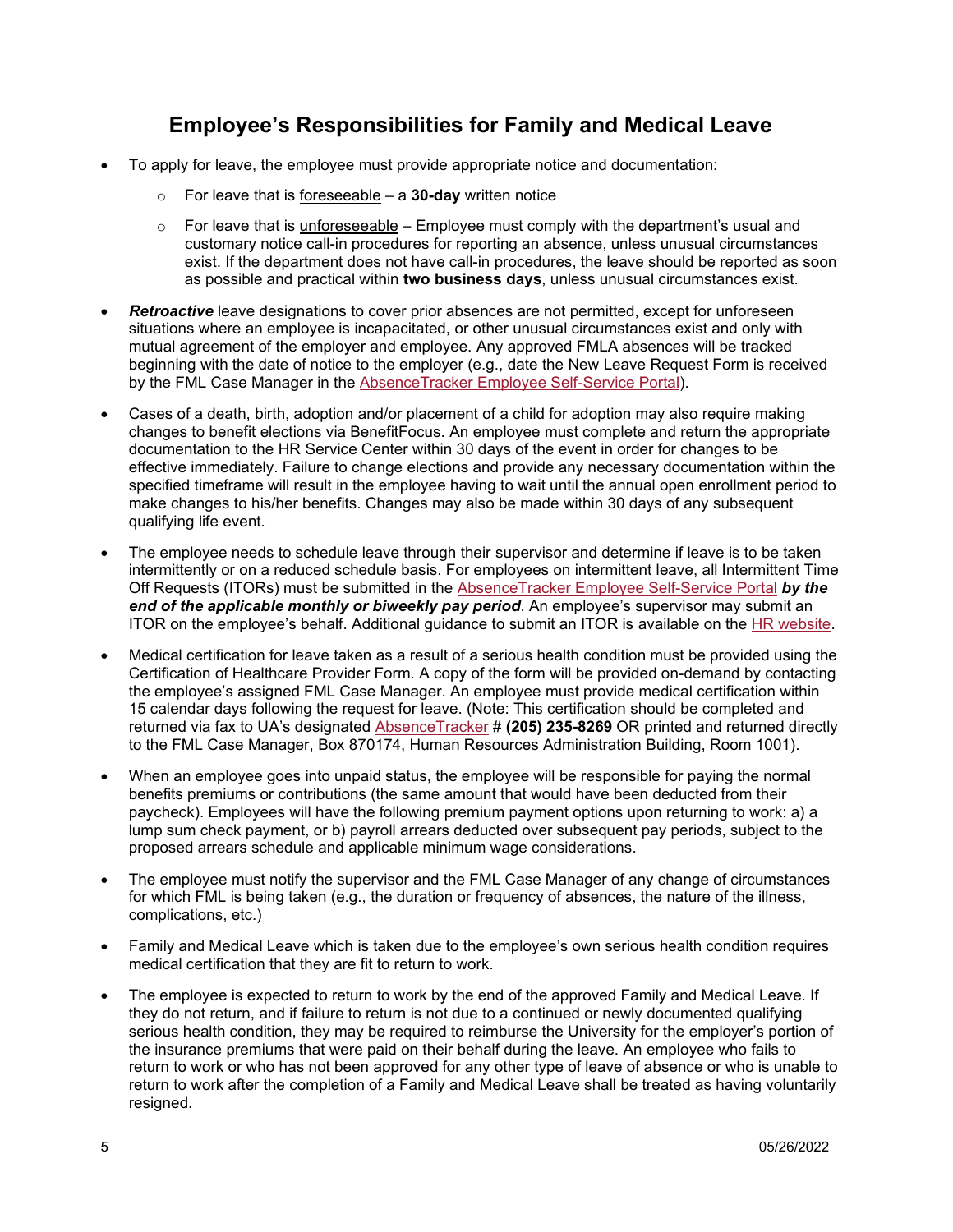# Employee's Responsibilities for Family and Medical Leave

- To apply for leave, the employee must provide appropriate notice and documentation:
  - For leave that is foreseeable – a **30-day** written notice
  - For leave that is unforeseeable – Employee must comply with the department's usual and customary notice call-in procedures for reporting an absence, unless unusual circumstances exist. If the department does not have call-in procedures, the leave should be reported as soon as possible and practical within **two business days**, unless unusual circumstances exist.
- ***Retroactive*** leave designations to cover prior absences are not permitted, except for unforeseen situations where an employee is incapacitated, or other unusual circumstances exist and only with mutual agreement of the employer and employee. Any approved FMLA absences will be tracked beginning with the date of notice to the employer (e.g., date the New Leave Request Form is received by the FML Case Manager in the AbsenceTracker Employee Self-Service Portal).
- Cases of a death, birth, adoption and/or placement of a child for adoption may also require making changes to benefit elections via BenefitFocus. An employee must complete and return the appropriate documentation to the HR Service Center within 30 days of the event in order for changes to be effective immediately. Failure to change elections and provide any necessary documentation within the specified timeframe will result in the employee having to wait until the annual open enrollment period to make changes to his/her benefits. Changes may also be made within 30 days of any subsequent qualifying life event.
- The employee needs to schedule leave through their supervisor and determine if leave is to be taken intermittently or on a reduced schedule basis. For employees on intermittent leave, all Intermittent Time Off Requests (ITORs) must be submitted in the AbsenceTracker Employee Self-Service Portal ***by the end of the applicable monthly or biweekly pay period***. An employee's supervisor may submit an ITOR on the employee's behalf. Additional guidance to submit an ITOR is available on the HR website.
- Medical certification for leave taken as a result of a serious health condition must be provided using the Certification of Healthcare Provider Form. A copy of the form will be provided on-demand by contacting the employee's assigned FML Case Manager. An employee must provide medical certification within 15 calendar days following the request for leave. (Note: This certification should be completed and returned via fax to UA's designated AbsenceTracker # **(205) 235-8269** OR printed and returned directly to the FML Case Manager, Box 870174, Human Resources Administration Building, Room 1001).
- When an employee goes into unpaid status, the employee will be responsible for paying the normal benefits premiums or contributions (the same amount that would have been deducted from their paycheck). Employees will have the following premium payment options upon returning to work: a) a lump sum check payment, or b) payroll arrears deducted over subsequent pay periods, subject to the proposed arrears schedule and applicable minimum wage considerations.
- The employee must notify the supervisor and the FML Case Manager of any change of circumstances for which FML is being taken (e.g., the duration or frequency of absences, the nature of the illness, complications, etc.)
- Family and Medical Leave which is taken due to the employee's own serious health condition requires medical certification that they are fit to return to work.
- The employee is expected to return to work by the end of the approved Family and Medical Leave. If they do not return, and if failure to return is not due to a continued or newly documented qualifying serious health condition, they may be required to reimburse the University for the employer's portion of the insurance premiums that were paid on their behalf during the leave. An employee who fails to return to work or who has not been approved for any other type of leave of absence or who is unable to return to work after the completion of a Family and Medical Leave shall be treated as having voluntarily resigned.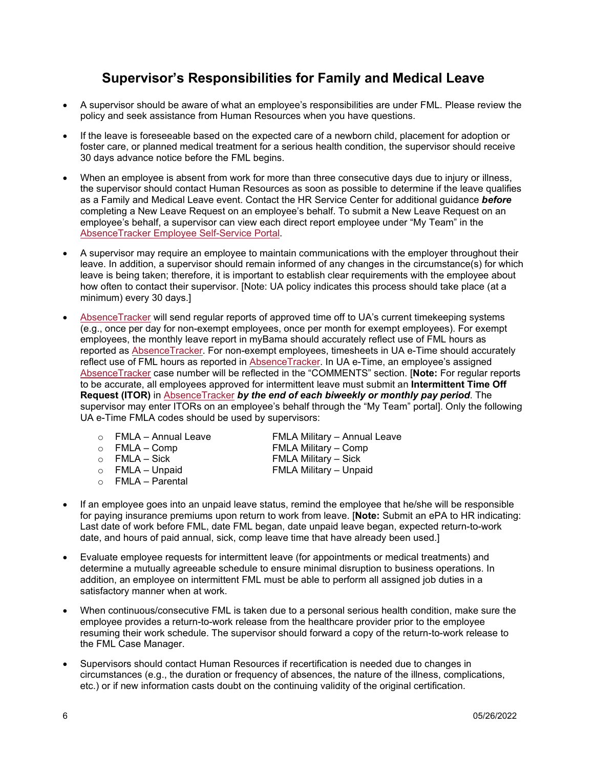## Supervisor's Responsibilities for Family and Medical Leave

- A supervisor should be aware of what an employee's responsibilities are under FML. Please review the policy and seek assistance from Human Resources when you have questions.

- If the leave is foreseeable based on the expected care of a newborn child, placement for adoption or foster care, or planned medical treatment for a serious health condition, the supervisor should receive 30 days advance notice before the FML begins.

- When an employee is absent from work for more than three consecutive days due to injury or illness, the supervisor should contact Human Resources as soon as possible to determine if the leave qualifies as a Family and Medical Leave event. Contact the HR Service Center for additional guidance ***before*** completing a New Leave Request on an employee's behalf. To submit a New Leave Request on an employee's behalf, a supervisor can view each direct report employee under "My Team" in the AbsenceTracker Employee Self-Service Portal.

- A supervisor may require an employee to maintain communications with the employer throughout their leave. In addition, a supervisor should remain informed of any changes in the circumstance(s) for which leave is being taken; therefore, it is important to establish clear requirements with the employee about how often to contact their supervisor. [Note: UA policy indicates this process should take place (at a minimum) every 30 days.]

- AbsenceTracker will send regular reports of approved time off to UA's current timekeeping systems (e.g., once per day for non-exempt employees, once per month for exempt employees). For exempt employees, the monthly leave report in myBama should accurately reflect use of FML hours as reported as AbsenceTracker. For non-exempt employees, timesheets in UA e-Time should accurately reflect use of FML hours as reported in AbsenceTracker. In UA e-Time, an employee's assigned AbsenceTracker case number will be reflected in the "COMMENTS" section. [**Note:** For regular reports to be accurate, all employees approved for intermittent leave must submit an **Intermittent Time Off Request (ITOR)** in AbsenceTracker ***by the end of each biweekly or monthly pay period***. The supervisor may enter ITORs on an employee's behalf through the "My Team" portal]. Only the following UA e-Time FMLA codes should be used by supervisors:

  - FMLA – Annual Leave
  - FMLA – Comp
  - FMLA – Sick
  - FMLA – Unpaid
  - FMLA – Parental
  - FMLA Military – Annual Leave
  - FMLA Military – Comp
  - FMLA Military – Sick
  - FMLA Military – Unpaid

- If an employee goes into an unpaid leave status, remind the employee that he/she will be responsible for paying insurance premiums upon return to work from leave. [**Note:** Submit an ePA to HR indicating: Last date of work before FML, date FML began, date unpaid leave began, expected return-to-work date, and hours of paid annual, sick, comp leave time that have already been used.]

- Evaluate employee requests for intermittent leave (for appointments or medical treatments) and determine a mutually agreeable schedule to ensure minimal disruption to business operations. In addition, an employee on intermittent FML must be able to perform all assigned job duties in a satisfactory manner when at work.

- When continuous/consecutive FML is taken due to a personal serious health condition, make sure the employee provides a return-to-work release from the healthcare provider prior to the employee resuming their work schedule. The supervisor should forward a copy of the return-to-work release to the FML Case Manager.

- Supervisors should contact Human Resources if recertification is needed due to changes in circumstances (e.g., the duration or frequency of absences, the nature of the illness, complications, etc.) or if new information casts doubt on the continuing validity of the original certification.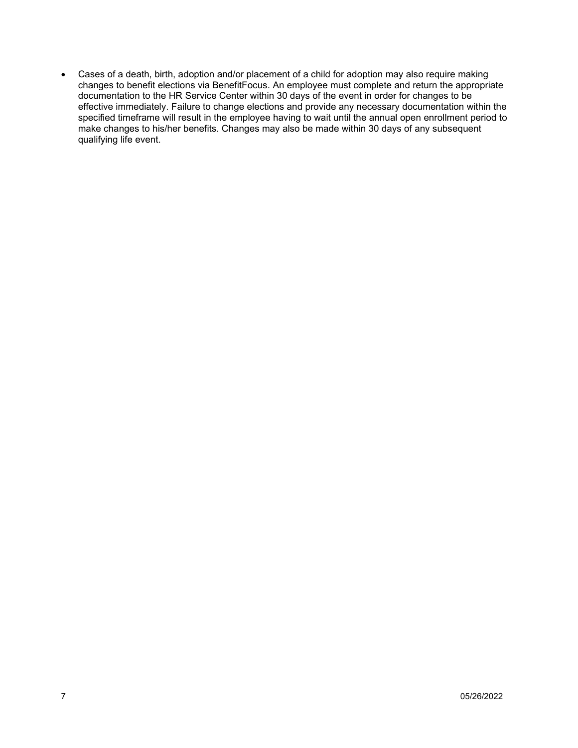- Cases of a death, birth, adoption and/or placement of a child for adoption may also require making changes to benefit elections via BenefitFocus. An employee must complete and return the appropriate documentation to the HR Service Center within 30 days of the event in order for changes to be effective immediately. Failure to change elections and provide any necessary documentation within the specified timeframe will result in the employee having to wait until the annual open enrollment period to make changes to his/her benefits. Changes may also be made within 30 days of any subsequent qualifying life event.